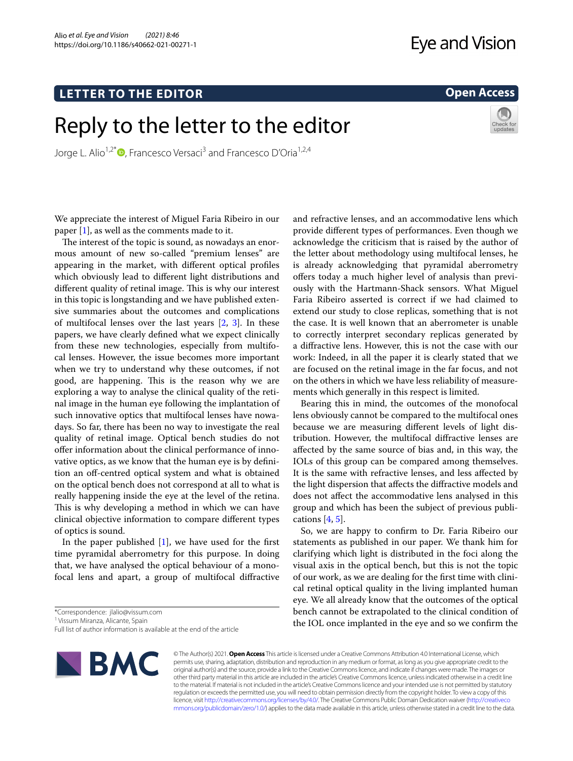**LETTER TO THE EDITOR** **Open Access**

# Reply to the letter to the editor

Jorge L. Alio[1,2*], Francesco Versaci[3] and Francesco D'Oria[1,2,4]

We appreciate the interest of Miguel Faria Ribeiro in our paper [1], as well as the comments made to it.

The interest of the topic is sound, as nowadays an enormous amount of new so-called "premium lenses" are appearing in the market, with different optical profiles which obviously lead to different light distributions and different quality of retinal image. This is why our interest in this topic is longstanding and we have published extensive summaries about the outcomes and complications of multifocal lenses over the last years [2, 3]. In these papers, we have clearly defined what we expect clinically from these new technologies, especially from multifocal lenses. However, the issue becomes more important when we try to understand why these outcomes, if not good, are happening. This is the reason why we are exploring a way to analyse the clinical quality of the retinal image in the human eye following the implantation of such innovative optics that multifocal lenses have nowadays. So far, there has been no way to investigate the real quality of retinal image. Optical bench studies do not offer information about the clinical performance of innovative optics, as we know that the human eye is by definition an off-centred optical system and what is obtained on the optical bench does not correspond at all to what is really happening inside the eye at the level of the retina. This is why developing a method in which we can have clinical objective information to compare different types of optics is sound.

In the paper published [1], we have used for the first time pyramidal aberrometry for this purpose. In doing that, we have analysed the optical behaviour of a monofocal lens and apart, a group of multifocal diffractive and refractive lenses, and an accommodative lens which provide different types of performances. Even though we acknowledge the criticism that is raised by the author of the letter about methodology using multifocal lenses, he is already acknowledging that pyramidal aberrometry offers today a much higher level of analysis than previously with the Hartmann-Shack sensors. What Miguel Faria Ribeiro asserted is correct if we had claimed to extend our study to close replicas, something that is not the case. It is well known that an aberrometer is unable to correctly interpret secondary replicas generated by a diffractive lens. However, this is not the case with our work: Indeed, in all the paper it is clearly stated that we are focused on the retinal image in the far focus, and not on the others in which we have less reliability of measurements which generally in this respect is limited.

Bearing this in mind, the outcomes of the monofocal lens obviously cannot be compared to the multifocal ones because we are measuring different levels of light distribution. However, the multifocal diffractive lenses are affected by the same source of bias and, in this way, the IOLs of this group can be compared among themselves. It is the same with refractive lenses, and less affected by the light dispersion that affects the diffractive models and does not affect the accommodative lens analysed in this group and which has been the subject of previous publications [4, 5].

So, we are happy to confirm to Dr. Faria Ribeiro our statements as published in our paper. We thank him for clarifying which light is distributed in the foci along the visual axis in the optical bench, but this is not the topic of our work, as we are dealing for the first time with clinical retinal optical quality in the living implanted human eye. We all already know that the outcomes of the optical bench cannot be extrapolated to the clinical condition of the IOL once implanted in the eye and so we confirm the

*Correspondence: jlalio@vissum.com
[1] Vissum Miranza, Alicante, Spain
Full list of author information is available at the end of the article

© The Author(s) 2021. **Open Access** This article is licensed under a Creative Commons Attribution 4.0 International License, which permits use, sharing, adaptation, distribution and reproduction in any medium or format, as long as you give appropriate credit to the original author(s) and the source, provide a link to the Creative Commons licence, and indicate if changes were made. The images or other third party material in this article are included in the article's Creative Commons licence, unless indicated otherwise in a credit line to the material. If material is not included in the article's Creative Commons licence and your intended use is not permitted by statutory regulation or exceeds the permitted use, you will need to obtain permission directly from the copyright holder. To view a copy of this licence, visit http://creativecommons.org/licenses/by/4.0/. The Creative Commons Public Domain Dedication waiver (http://creativecommons.org/publicdomain/zero/1.0/) applies to the data made available in this article, unless otherwise stated in a credit line to the data.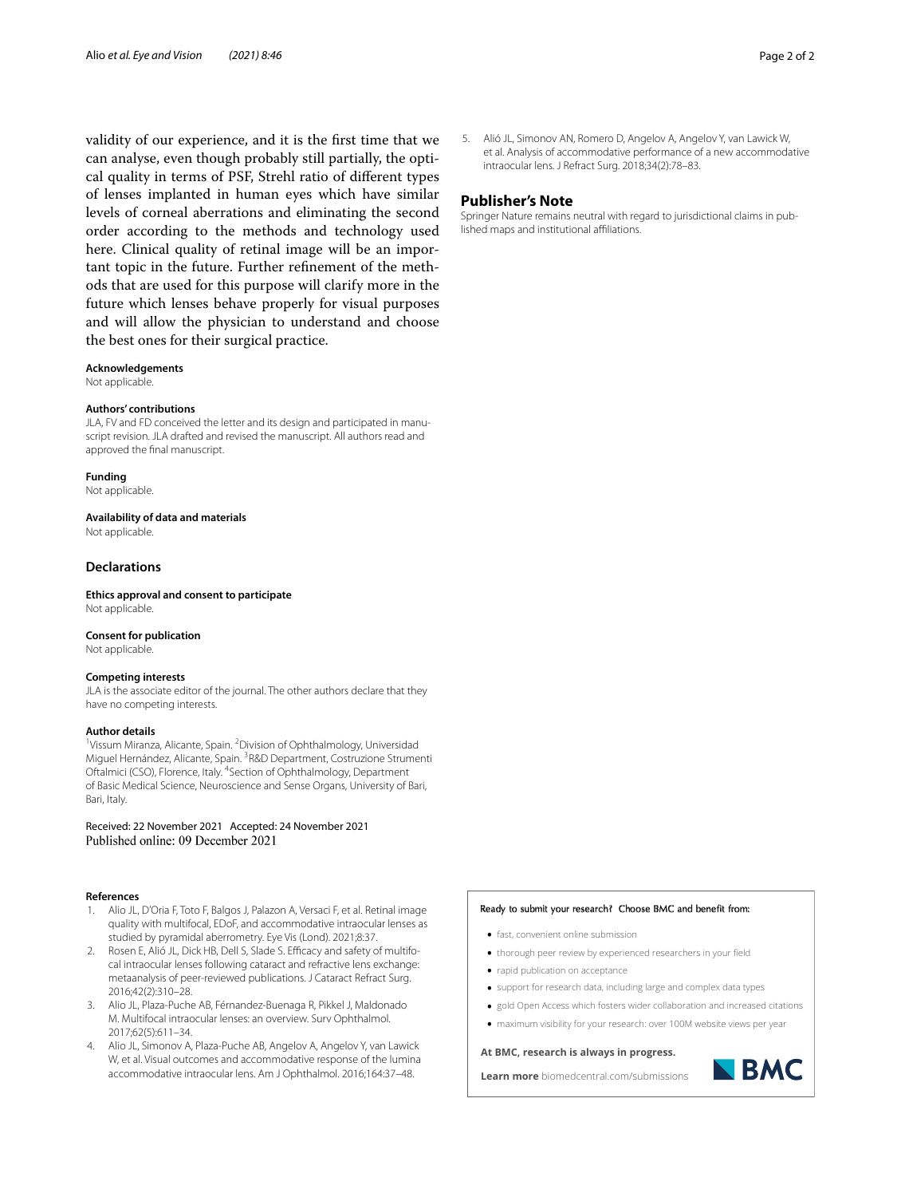validity of our experience, and it is the first time that we can analyse, even though probably still partially, the optical quality in terms of PSF, Strehl ratio of different types of lenses implanted in human eyes which have similar levels of corneal aberrations and eliminating the second order according to the methods and technology used here. Clinical quality of retinal image will be an important topic in the future. Further refinement of the methods that are used for this purpose will clarify more in the future which lenses behave properly for visual purposes and will allow the physician to understand and choose the best ones for their surgical practice.

**Acknowledgements**
Not applicable.

**Authors' contributions**
JLA, FV and FD conceived the letter and its design and participated in manuscript revision. JLA drafted and revised the manuscript. All authors read and approved the final manuscript.

**Funding**
Not applicable.

**Availability of data and materials**
Not applicable.

## Declarations

**Ethics approval and consent to participate**
Not applicable.

**Consent for publication**
Not applicable.

**Competing interests**
JLA is the associate editor of the journal. The other authors declare that they have no competing interests.

**Author details**
[1]Vissum Miranza, Alicante, Spain. [2]Division of Ophthalmology, Universidad Miguel Hernández, Alicante, Spain. [3]R&D Department, Costruzione Strumenti Oftalmici (CSO), Florence, Italy. [4]Section of Ophthalmology, Department of Basic Medical Science, Neuroscience and Sense Organs, University of Bari, Bari, Italy.

Received: 22 November 2021 Accepted: 24 November 2021
Published online: 09 December 2021

**References**

1. Alio JL, D'Oria F, Toto F, Balgos J, Palazon A, Versaci F, et al. Retinal image quality with multifocal, EDoF, and accommodative intraocular lenses as studied by pyramidal aberrometry. Eye Vis (Lond). 2021;8:37.
2. Rosen E, Alió JL, Dick HB, Dell S, Slade S. Efficacy and safety of multifocal intraocular lenses following cataract and refractive lens exchange: metaanalysis of peer-reviewed publications. J Cataract Refract Surg. 2016;42(2):310–28.
3. Alio JL, Plaza-Puche AB, Férnandez-Buenaga R, Pikkel J, Maldonado M. Multifocal intraocular lenses: an overview. Surv Ophthalmol. 2017;62(5):611–34.
4. Alio JL, Simonov A, Plaza-Puche AB, Angelov A, Angelov Y, van Lawick W, et al. Visual outcomes and accommodative response of the lumina accommodative intraocular lens. Am J Ophthalmol. 2016;164:37–48.
5. Alió JL, Simonov AN, Romero D, Angelov A, Angelov Y, van Lawick W, et al. Analysis of accommodative performance of a new accommodative intraocular lens. J Refract Surg. 2018;34(2):78–83.

## Publisher's Note

Springer Nature remains neutral with regard to jurisdictional claims in published maps and institutional affiliations.

Ready to submit your research? Choose BMC and benefit from:

- fast, convenient online submission
- thorough peer review by experienced researchers in your field
- rapid publication on acceptance
- support for research data, including large and complex data types
- gold Open Access which fosters wider collaboration and increased citations
- maximum visibility for your research: over 100M website views per year

**At BMC, research is always in progress.**

**Learn more** biomedcentral.com/submissions